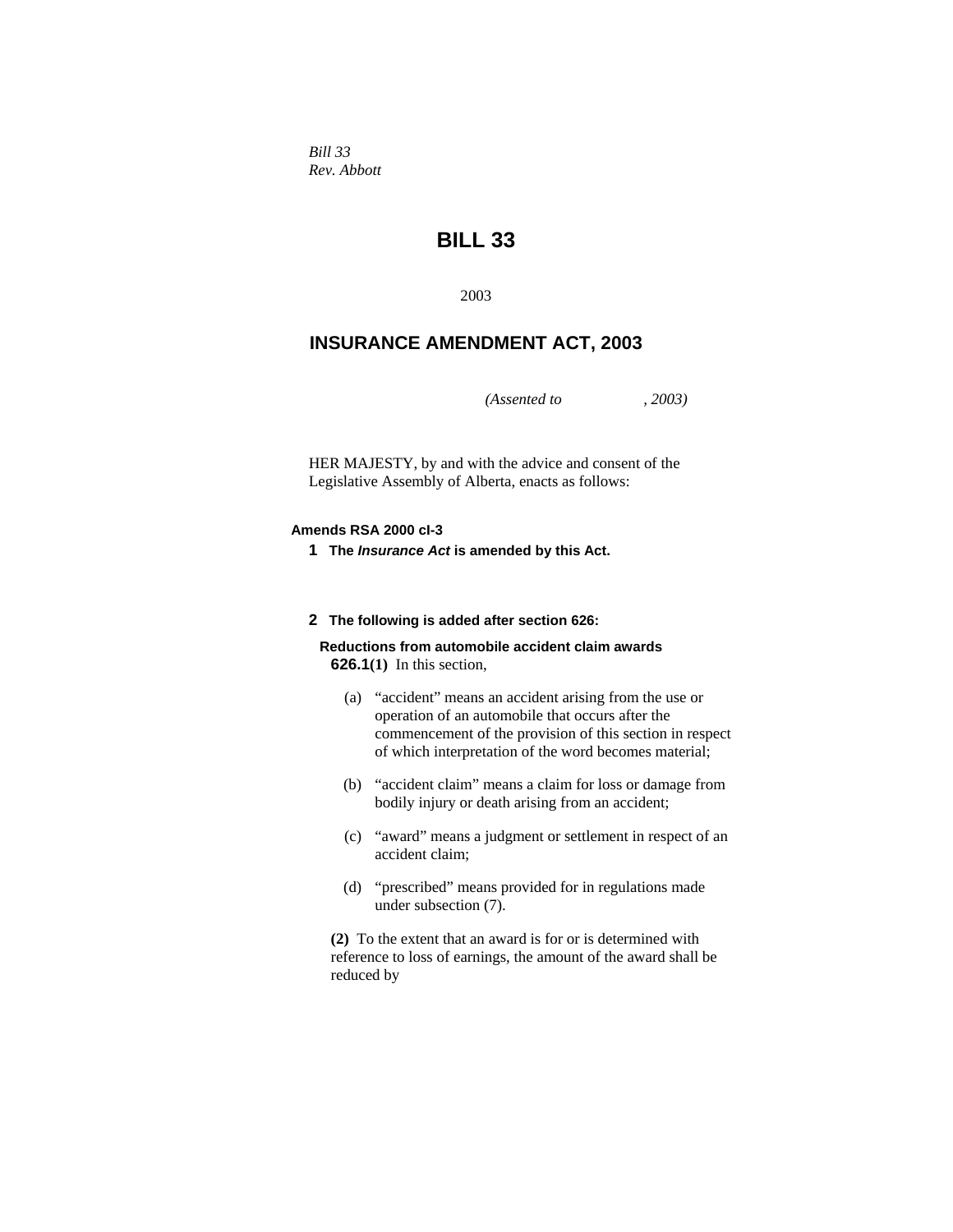*Bill 33*
*Rev. Abbott*

# BILL 33

2003

## INSURANCE AMENDMENT ACT, 2003

*(Assented to , 2003)*

HER MAJESTY, by and with the advice and consent of the Legislative Assembly of Alberta, enacts as follows:

**Amends RSA 2000 cI-3**

**1 The *Insurance Act* is amended by this Act.**

**2 The following is added after section 626:**

**Reductions from automobile accident claim awards**

**626.1(1)** In this section,

(a) "accident" means an accident arising from the use or operation of an automobile that occurs after the commencement of the provision of this section in respect of which interpretation of the word becomes material;

(b) "accident claim" means a claim for loss or damage from bodily injury or death arising from an accident;

(c) "award" means a judgment or settlement in respect of an accident claim;

(d) "prescribed" means provided for in regulations made under subsection (7).

**(2)** To the extent that an award is for or is determined with reference to loss of earnings, the amount of the award shall be reduced by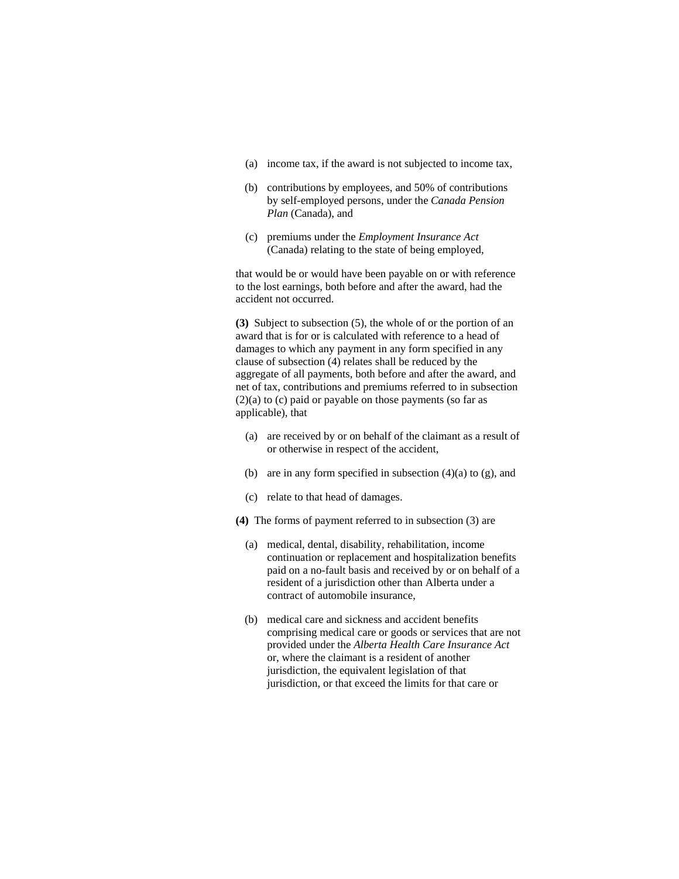(a) income tax, if the award is not subjected to income tax,

(b) contributions by employees, and 50% of contributions by self-employed persons, under the *Canada Pension Plan* (Canada), and

(c) premiums under the *Employment Insurance Act* (Canada) relating to the state of being employed,

that would be or would have been payable on or with reference to the lost earnings, both before and after the award, had the accident not occurred.

**(3)** Subject to subsection (5), the whole of or the portion of an award that is for or is calculated with reference to a head of damages to which any payment in any form specified in any clause of subsection (4) relates shall be reduced by the aggregate of all payments, both before and after the award, and net of tax, contributions and premiums referred to in subsection (2)(a) to (c) paid or payable on those payments (so far as applicable), that

(a) are received by or on behalf of the claimant as a result of or otherwise in respect of the accident,

(b) are in any form specified in subsection (4)(a) to (g), and

(c) relate to that head of damages.

**(4)** The forms of payment referred to in subsection (3) are

(a) medical, dental, disability, rehabilitation, income continuation or replacement and hospitalization benefits paid on a no-fault basis and received by or on behalf of a resident of a jurisdiction other than Alberta under a contract of automobile insurance,

(b) medical care and sickness and accident benefits comprising medical care or goods or services that are not provided under the *Alberta Health Care Insurance Act* or, where the claimant is a resident of another jurisdiction, the equivalent legislation of that jurisdiction, or that exceed the limits for that care or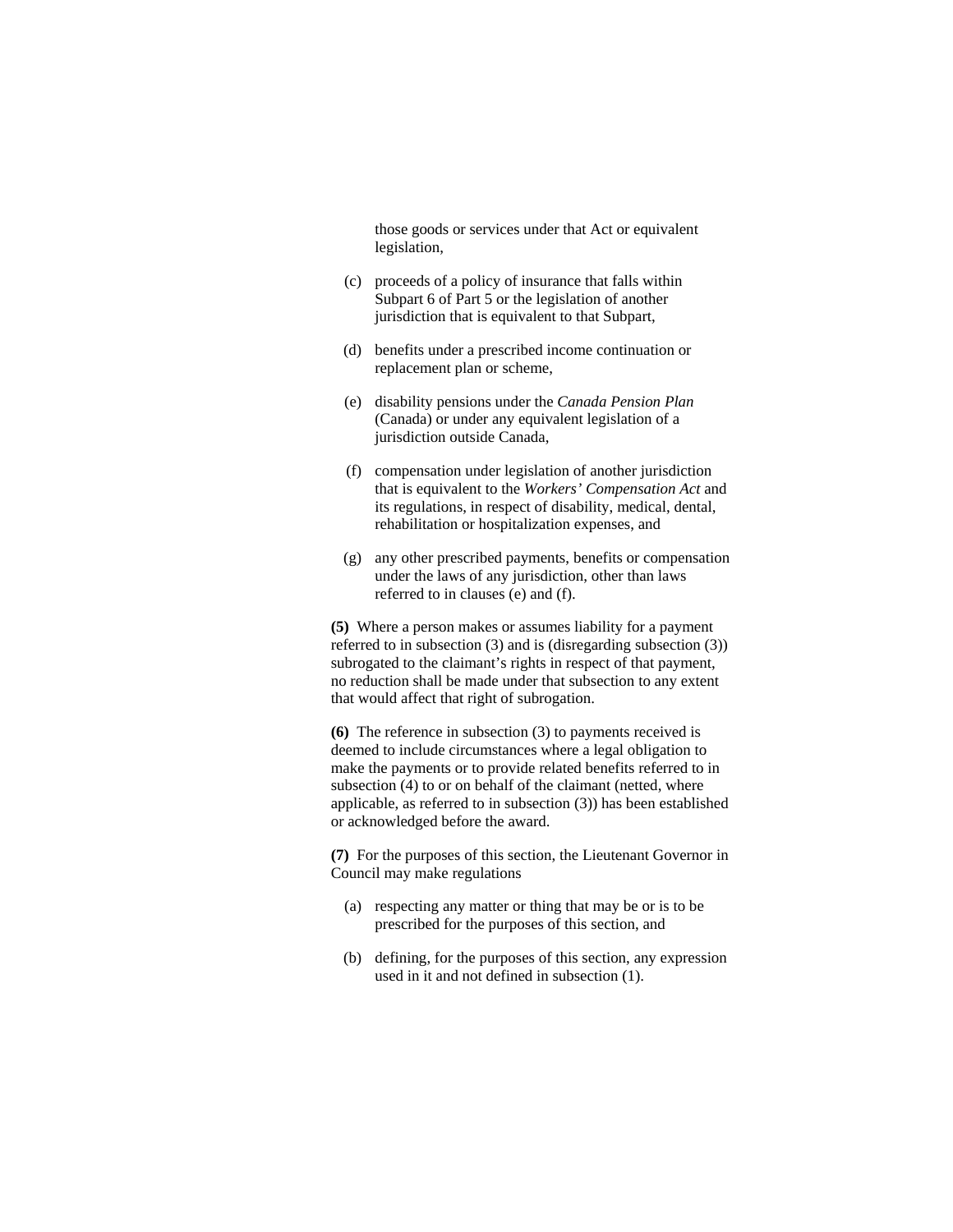those goods or services under that Act or equivalent legislation,

(c) proceeds of a policy of insurance that falls within Subpart 6 of Part 5 or the legislation of another jurisdiction that is equivalent to that Subpart,

(d) benefits under a prescribed income continuation or replacement plan or scheme,

(e) disability pensions under the *Canada Pension Plan* (Canada) or under any equivalent legislation of a jurisdiction outside Canada,

(f) compensation under legislation of another jurisdiction that is equivalent to the *Workers' Compensation Act* and its regulations, in respect of disability, medical, dental, rehabilitation or hospitalization expenses, and

(g) any other prescribed payments, benefits or compensation under the laws of any jurisdiction, other than laws referred to in clauses (e) and (f).

**(5)** Where a person makes or assumes liability for a payment referred to in subsection (3) and is (disregarding subsection (3)) subrogated to the claimant's rights in respect of that payment, no reduction shall be made under that subsection to any extent that would affect that right of subrogation.

**(6)** The reference in subsection (3) to payments received is deemed to include circumstances where a legal obligation to make the payments or to provide related benefits referred to in subsection (4) to or on behalf of the claimant (netted, where applicable, as referred to in subsection (3)) has been established or acknowledged before the award.

**(7)** For the purposes of this section, the Lieutenant Governor in Council may make regulations

(a) respecting any matter or thing that may be or is to be prescribed for the purposes of this section, and

(b) defining, for the purposes of this section, any expression used in it and not defined in subsection (1).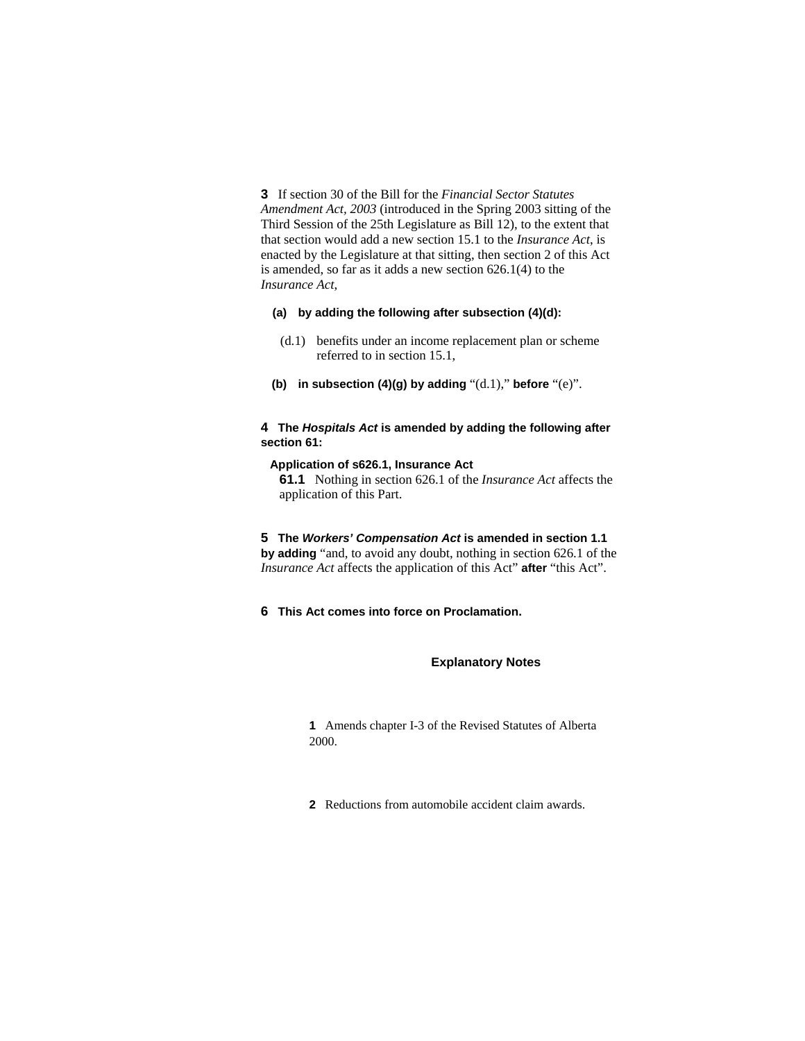**3** If section 30 of the Bill for the *Financial Sector Statutes Amendment Act, 2003* (introduced in the Spring 2003 sitting of the Third Session of the 25th Legislature as Bill 12), to the extent that that section would add a new section 15.1 to the *Insurance Act*, is enacted by the Legislature at that sitting, then section 2 of this Act is amended, so far as it adds a new section 626.1(4) to the *Insurance Act*,

**(a) by adding the following after subsection (4)(d):**

(d.1) benefits under an income replacement plan or scheme referred to in section 15.1,

**(b) in subsection (4)(g) by adding** "(d.1)," **before** "(e)".

**4 The *Hospitals Act* is amended by adding the following after section 61:**

**Application of s626.1, Insurance Act**

**61.1** Nothing in section 626.1 of the *Insurance Act* affects the application of this Part.

**5 The *Workers' Compensation Act* is amended in section 1.1 by adding** "and, to avoid any doubt, nothing in section 626.1 of the *Insurance Act* affects the application of this Act" **after** "this Act".

**6 This Act comes into force on Proclamation.**

## Explanatory Notes

**1** Amends chapter I-3 of the Revised Statutes of Alberta 2000.

**2** Reductions from automobile accident claim awards.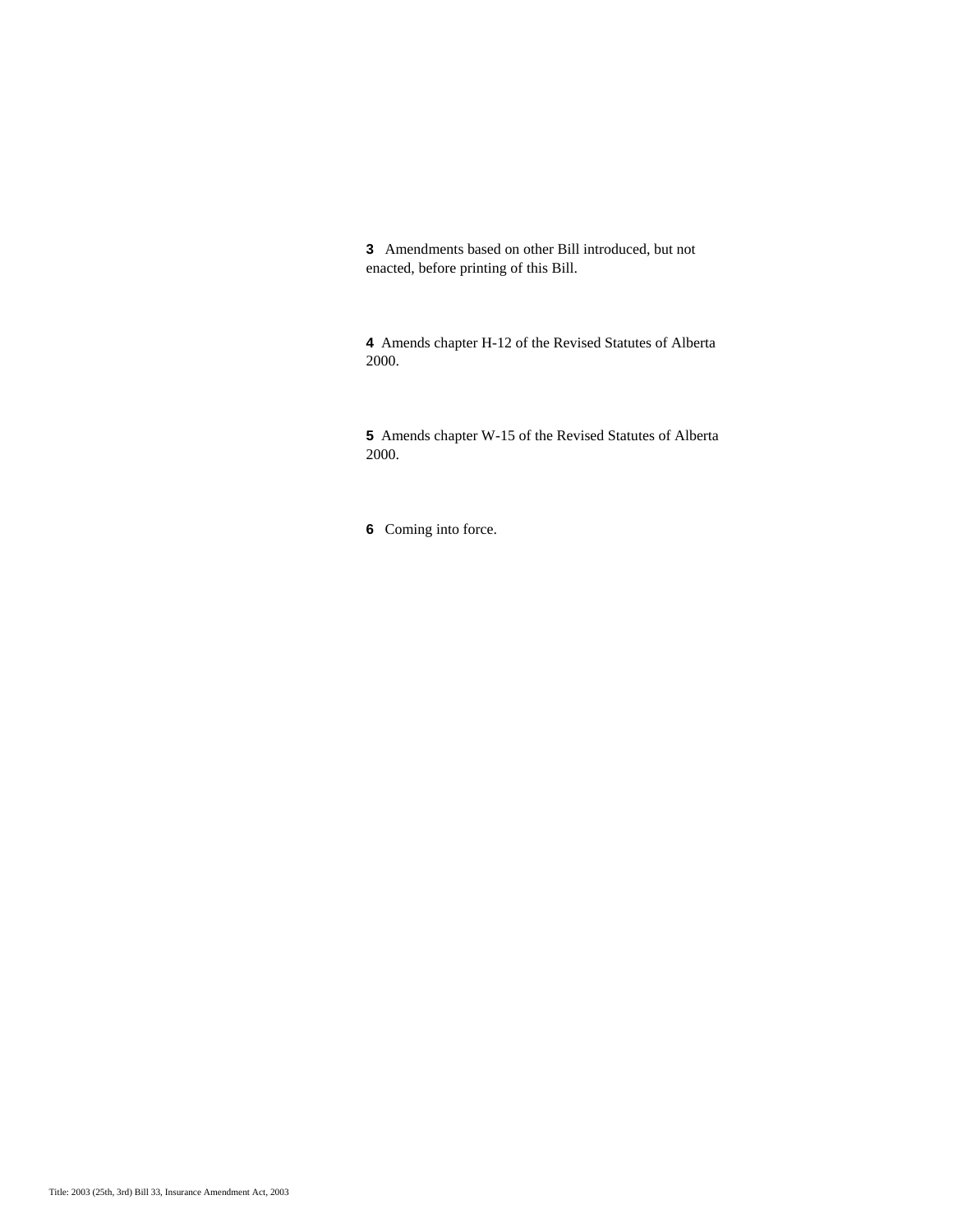**3** Amendments based on other Bill introduced, but not enacted, before printing of this Bill.

**4** Amends chapter H-12 of the Revised Statutes of Alberta 2000.

**5** Amends chapter W-15 of the Revised Statutes of Alberta 2000.

**6** Coming into force.